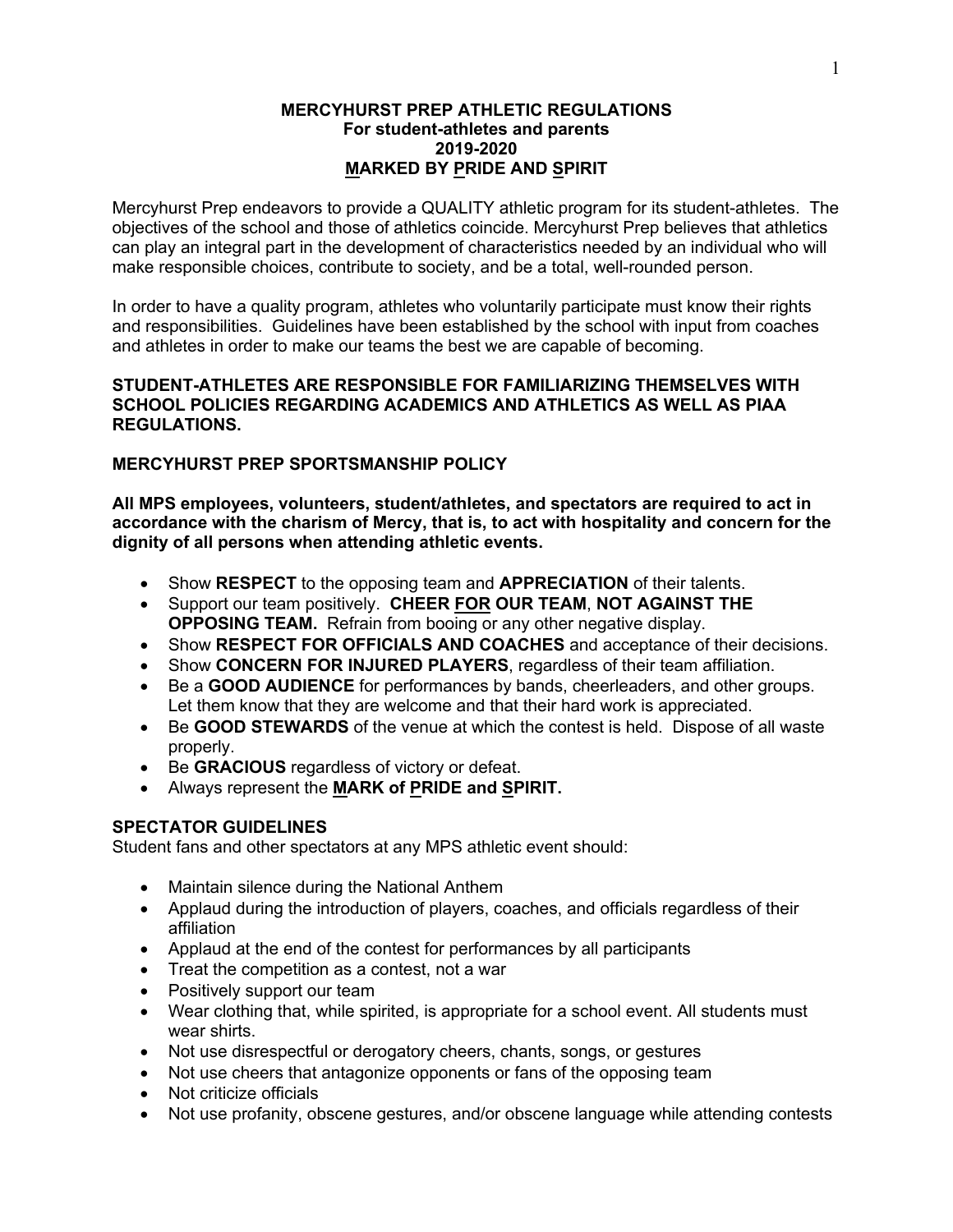# MERCYHURST PREP ATHLETIC REGULATIONS
## For student-athletes and parents
## 2019-2020
## <u>M</u>ARKED BY <u>P</u>RIDE AND <u>S</u>PIRIT

Mercyhurst Prep endeavors to provide a QUALITY athletic program for its student-athletes. The objectives of the school and those of athletics coincide. Mercyhurst Prep believes that athletics can play an integral part in the development of characteristics needed by an individual who will make responsible choices, contribute to society, and be a total, well-rounded person.

In order to have a quality program, athletes who voluntarily participate must know their rights and responsibilities. Guidelines have been established by the school with input from coaches and athletes in order to make our teams the best we are capable of becoming.

**STUDENT-ATHLETES ARE RESPONSIBLE FOR FAMILIARIZING THEMSELVES WITH SCHOOL POLICIES REGARDING ACADEMICS AND ATHLETICS AS WELL AS PIAA REGULATIONS.**

### MERCYHURST PREP SPORTSMANSHIP POLICY

**All MPS employees, volunteers, student/athletes, and spectators are required to act in accordance with the charism of Mercy, that is, to act with hospitality and concern for the dignity of all persons when attending athletic events.**

- Show **RESPECT** to the opposing team and **APPRECIATION** of their talents.
- Support our team positively. **CHEER <u>FOR</u> OUR TEAM**, **NOT AGAINST THE OPPOSING TEAM.** Refrain from booing or any other negative display.
- Show **RESPECT FOR OFFICIALS AND COACHES** and acceptance of their decisions.
- Show **CONCERN FOR INJURED PLAYERS**, regardless of their team affiliation.
- Be a **GOOD AUDIENCE** for performances by bands, cheerleaders, and other groups. Let them know that they are welcome and that their hard work is appreciated.
- Be **GOOD STEWARDS** of the venue at which the contest is held. Dispose of all waste properly.
- Be **GRACIOUS** regardless of victory or defeat.
- Always represent the **<u>M</u>ARK of <u>P</u>RIDE and <u>S</u>PIRIT.**

### SPECTATOR GUIDELINES

Student fans and other spectators at any MPS athletic event should:

- Maintain silence during the National Anthem
- Applaud during the introduction of players, coaches, and officials regardless of their affiliation
- Applaud at the end of the contest for performances by all participants
- Treat the competition as a contest, not a war
- Positively support our team
- Wear clothing that, while spirited, is appropriate for a school event. All students must wear shirts.
- Not use disrespectful or derogatory cheers, chants, songs, or gestures
- Not use cheers that antagonize opponents or fans of the opposing team
- Not criticize officials
- Not use profanity, obscene gestures, and/or obscene language while attending contests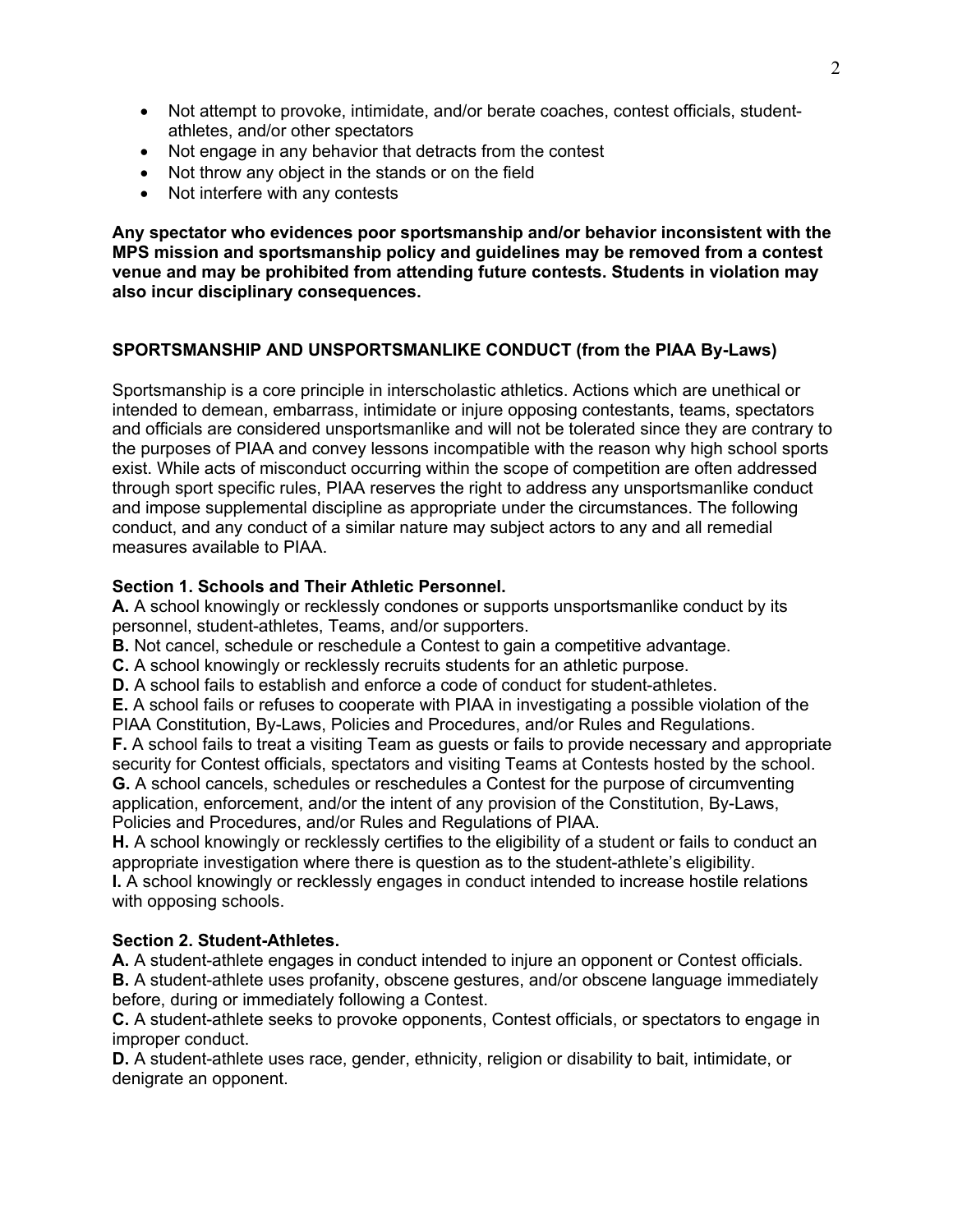- Not attempt to provoke, intimidate, and/or berate coaches, contest officials, student-athletes, and/or other spectators
- Not engage in any behavior that detracts from the contest
- Not throw any object in the stands or on the field
- Not interfere with any contests

**Any spectator who evidences poor sportsmanship and/or behavior inconsistent with the MPS mission and sportsmanship policy and guidelines may be removed from a contest venue and may be prohibited from attending future contests. Students in violation may also incur disciplinary consequences.**

## SPORTSMANSHIP AND UNSPORTSMANLIKE CONDUCT (from the PIAA By-Laws)

Sportsmanship is a core principle in interscholastic athletics. Actions which are unethical or intended to demean, embarrass, intimidate or injure opposing contestants, teams, spectators and officials are considered unsportsmanlike and will not be tolerated since they are contrary to the purposes of PIAA and convey lessons incompatible with the reason why high school sports exist. While acts of misconduct occurring within the scope of competition are often addressed through sport specific rules, PIAA reserves the right to address any unsportsmanlike conduct and impose supplemental discipline as appropriate under the circumstances. The following conduct, and any conduct of a similar nature may subject actors to any and all remedial measures available to PIAA.

### Section 1. Schools and Their Athletic Personnel.

**A.** A school knowingly or recklessly condones or supports unsportsmanlike conduct by its personnel, student-athletes, Teams, and/or supporters.
**B.** Not cancel, schedule or reschedule a Contest to gain a competitive advantage.
**C.** A school knowingly or recklessly recruits students for an athletic purpose.
**D.** A school fails to establish and enforce a code of conduct for student-athletes.
**E.** A school fails or refuses to cooperate with PIAA in investigating a possible violation of the PIAA Constitution, By-Laws, Policies and Procedures, and/or Rules and Regulations.
**F.** A school fails to treat a visiting Team as guests or fails to provide necessary and appropriate security for Contest officials, spectators and visiting Teams at Contests hosted by the school.
**G.** A school cancels, schedules or reschedules a Contest for the purpose of circumventing application, enforcement, and/or the intent of any provision of the Constitution, By-Laws, Policies and Procedures, and/or Rules and Regulations of PIAA.
**H.** A school knowingly or recklessly certifies to the eligibility of a student or fails to conduct an appropriate investigation where there is question as to the student-athlete's eligibility.
**I.** A school knowingly or recklessly engages in conduct intended to increase hostile relations with opposing schools.

### Section 2. Student-Athletes.

**A.** A student-athlete engages in conduct intended to injure an opponent or Contest officials.
**B.** A student-athlete uses profanity, obscene gestures, and/or obscene language immediately before, during or immediately following a Contest.
**C.** A student-athlete seeks to provoke opponents, Contest officials, or spectators to engage in improper conduct.
**D.** A student-athlete uses race, gender, ethnicity, religion or disability to bait, intimidate, or denigrate an opponent.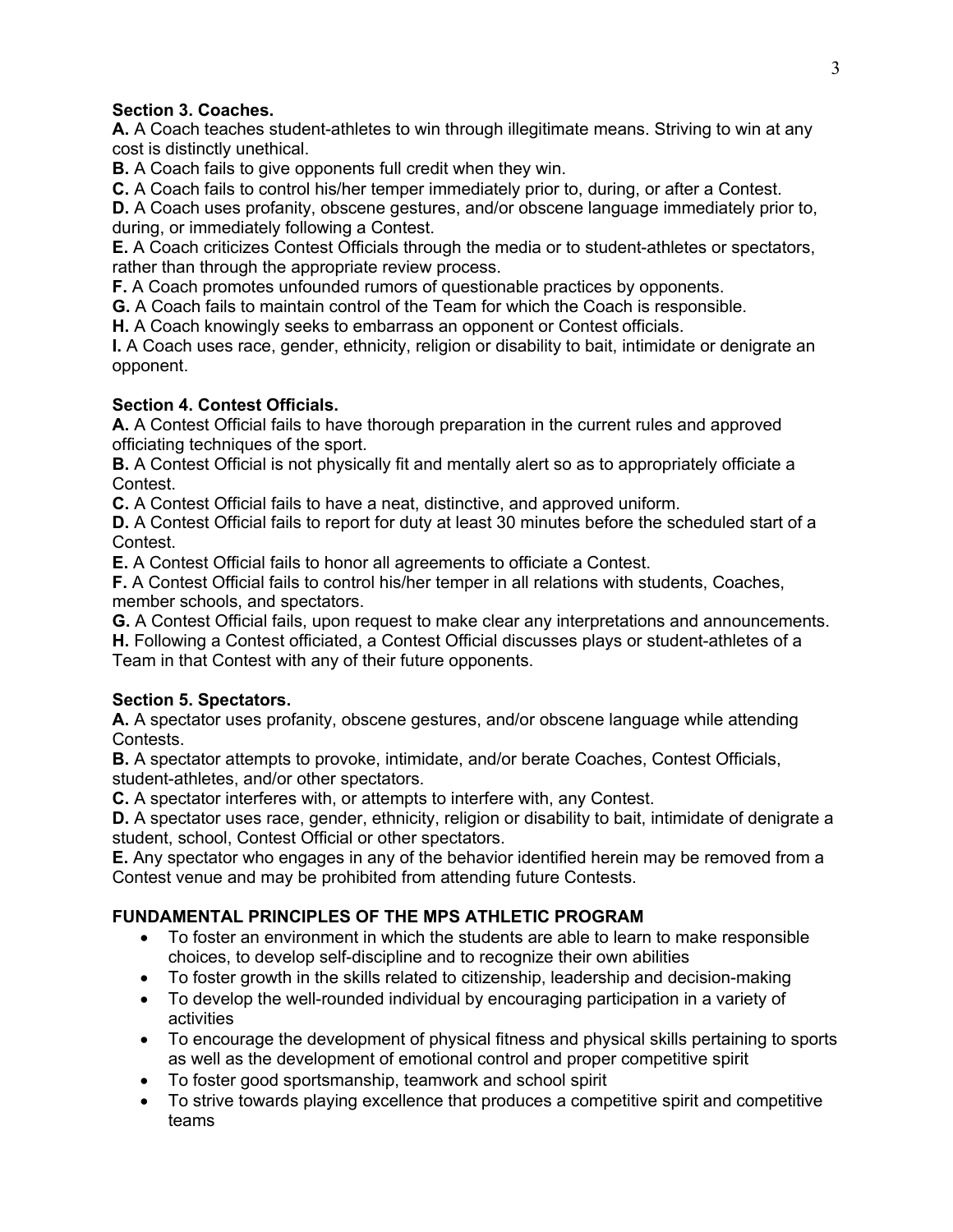**Section 3. Coaches.**

**A.** A Coach teaches student-athletes to win through illegitimate means. Striving to win at any cost is distinctly unethical.

**B.** A Coach fails to give opponents full credit when they win.

**C.** A Coach fails to control his/her temper immediately prior to, during, or after a Contest.

**D.** A Coach uses profanity, obscene gestures, and/or obscene language immediately prior to, during, or immediately following a Contest.

**E.** A Coach criticizes Contest Officials through the media or to student-athletes or spectators, rather than through the appropriate review process.

**F.** A Coach promotes unfounded rumors of questionable practices by opponents.

**G.** A Coach fails to maintain control of the Team for which the Coach is responsible.

**H.** A Coach knowingly seeks to embarrass an opponent or Contest officials.

**I.** A Coach uses race, gender, ethnicity, religion or disability to bait, intimidate or denigrate an opponent.

**Section 4. Contest Officials.**

**A.** A Contest Official fails to have thorough preparation in the current rules and approved officiating techniques of the sport.

**B.** A Contest Official is not physically fit and mentally alert so as to appropriately officiate a Contest.

**C.** A Contest Official fails to have a neat, distinctive, and approved uniform.

**D.** A Contest Official fails to report for duty at least 30 minutes before the scheduled start of a Contest.

**E.** A Contest Official fails to honor all agreements to officiate a Contest.

**F.** A Contest Official fails to control his/her temper in all relations with students, Coaches, member schools, and spectators.

**G.** A Contest Official fails, upon request to make clear any interpretations and announcements.

**H.** Following a Contest officiated, a Contest Official discusses plays or student-athletes of a Team in that Contest with any of their future opponents.

**Section 5. Spectators.**

**A.** A spectator uses profanity, obscene gestures, and/or obscene language while attending Contests.

**B.** A spectator attempts to provoke, intimidate, and/or berate Coaches, Contest Officials, student-athletes, and/or other spectators.

**C.** A spectator interferes with, or attempts to interfere with, any Contest.

**D.** A spectator uses race, gender, ethnicity, religion or disability to bait, intimidate of denigrate a student, school, Contest Official or other spectators.

**E.** Any spectator who engages in any of the behavior identified herein may be removed from a Contest venue and may be prohibited from attending future Contests.

## FUNDAMENTAL PRINCIPLES OF THE MPS ATHLETIC PROGRAM

- To foster an environment in which the students are able to learn to make responsible choices, to develop self-discipline and to recognize their own abilities
- To foster growth in the skills related to citizenship, leadership and decision-making
- To develop the well-rounded individual by encouraging participation in a variety of activities
- To encourage the development of physical fitness and physical skills pertaining to sports as well as the development of emotional control and proper competitive spirit
- To foster good sportsmanship, teamwork and school spirit
- To strive towards playing excellence that produces a competitive spirit and competitive teams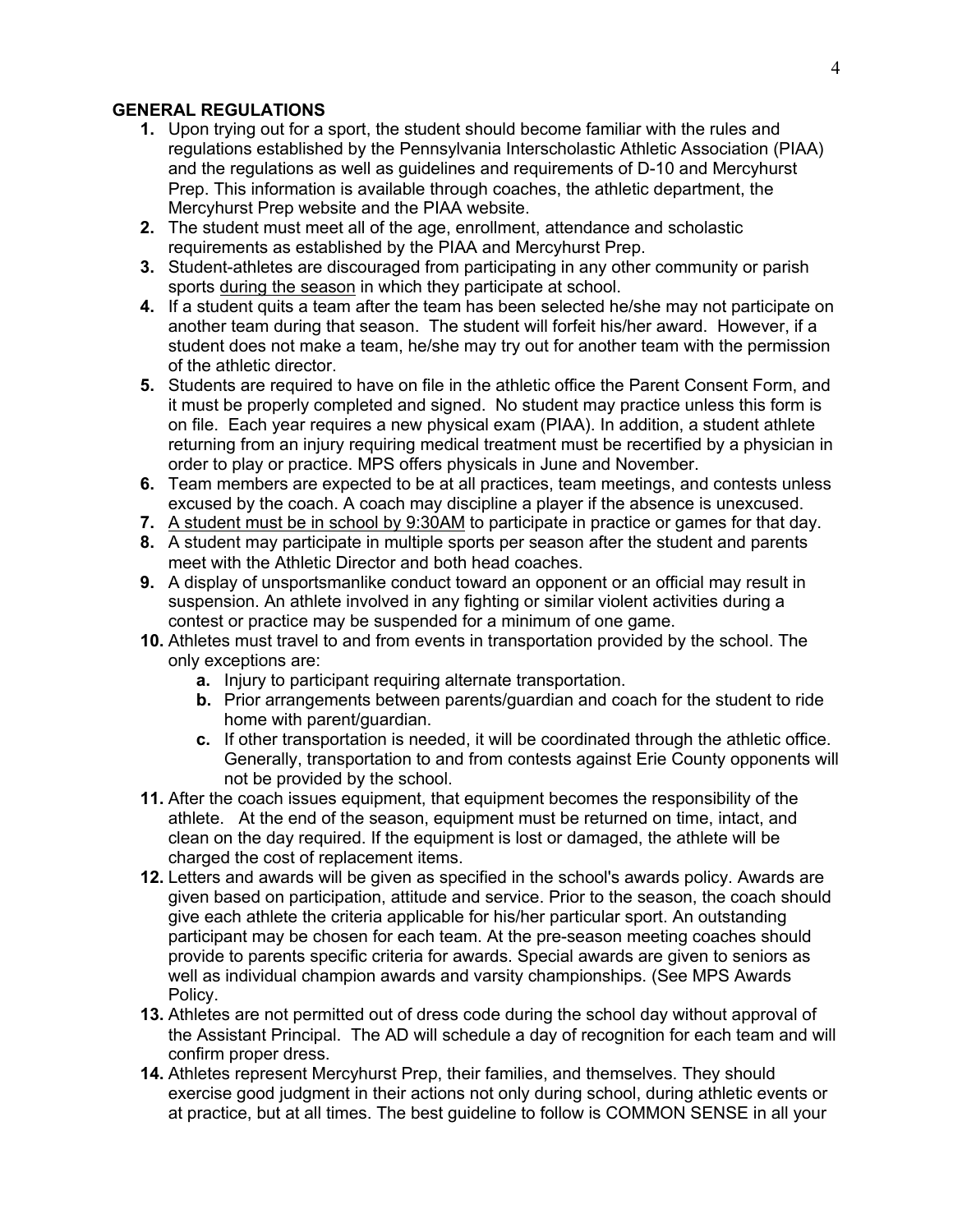## GENERAL REGULATIONS

1. Upon trying out for a sport, the student should become familiar with the rules and regulations established by the Pennsylvania Interscholastic Athletic Association (PIAA) and the regulations as well as guidelines and requirements of D-10 and Mercyhurst Prep. This information is available through coaches, the athletic department, the Mercyhurst Prep website and the PIAA website.
2. The student must meet all of the age, enrollment, attendance and scholastic requirements as established by the PIAA and Mercyhurst Prep.
3. Student-athletes are discouraged from participating in any other community or parish sports <u>during the season</u> in which they participate at school.
4. If a student quits a team after the team has been selected he/she may not participate on another team during that season. The student will forfeit his/her award. However, if a student does not make a team, he/she may try out for another team with the permission of the athletic director.
5. Students are required to have on file in the athletic office the Parent Consent Form, and it must be properly completed and signed. No student may practice unless this form is on file. Each year requires a new physical exam (PIAA). In addition, a student athlete returning from an injury requiring medical treatment must be recertified by a physician in order to play or practice. MPS offers physicals in June and November.
6. Team members are expected to be at all practices, team meetings, and contests unless excused by the coach. A coach may discipline a player if the absence is unexcused.
7. <u>A student must be in school by 9:30AM</u> to participate in practice or games for that day.
8. A student may participate in multiple sports per season after the student and parents meet with the Athletic Director and both head coaches.
9. A display of unsportsmanlike conduct toward an opponent or an official may result in suspension. An athlete involved in any fighting or similar violent activities during a contest or practice may be suspended for a minimum of one game.
10. Athletes must travel to and from events in transportation provided by the school. The only exceptions are:
    a. Injury to participant requiring alternate transportation.
    b. Prior arrangements between parents/guardian and coach for the student to ride home with parent/guardian.
    c. If other transportation is needed, it will be coordinated through the athletic office. Generally, transportation to and from contests against Erie County opponents will not be provided by the school.
11. After the coach issues equipment, that equipment becomes the responsibility of the athlete. At the end of the season, equipment must be returned on time, intact, and clean on the day required. If the equipment is lost or damaged, the athlete will be charged the cost of replacement items.
12. Letters and awards will be given as specified in the school's awards policy. Awards are given based on participation, attitude and service. Prior to the season, the coach should give each athlete the criteria applicable for his/her particular sport. An outstanding participant may be chosen for each team. At the pre-season meeting coaches should provide to parents specific criteria for awards. Special awards are given to seniors as well as individual champion awards and varsity championships. (See MPS Awards Policy.
13. Athletes are not permitted out of dress code during the school day without approval of the Assistant Principal. The AD will schedule a day of recognition for each team and will confirm proper dress.
14. Athletes represent Mercyhurst Prep, their families, and themselves. They should exercise good judgment in their actions not only during school, during athletic events or at practice, but at all times. The best guideline to follow is COMMON SENSE in all your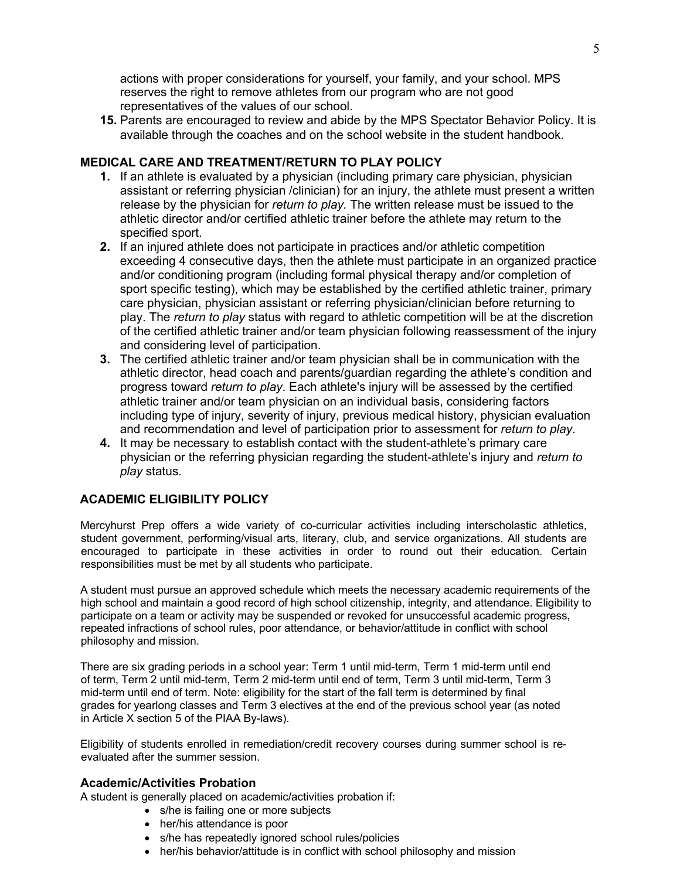actions with proper considerations for yourself, your family, and your school. MPS reserves the right to remove athletes from our program who are not good representatives of the values of our school.

15. Parents are encouraged to review and abide by the MPS Spectator Behavior Policy. It is available through the coaches and on the school website in the student handbook.

## MEDICAL CARE AND TREATMENT/RETURN TO PLAY POLICY

1. If an athlete is evaluated by a physician (including primary care physician, physician assistant or referring physician /clinician) for an injury, the athlete must present a written release by the physician for *return to play.* The written release must be issued to the athletic director and/or certified athletic trainer before the athlete may return to the specified sport.
2. If an injured athlete does not participate in practices and/or athletic competition exceeding 4 consecutive days, then the athlete must participate in an organized practice and/or conditioning program (including formal physical therapy and/or completion of sport specific testing), which may be established by the certified athletic trainer, primary care physician, physician assistant or referring physician/clinician before returning to play. The *return to play* status with regard to athletic competition will be at the discretion of the certified athletic trainer and/or team physician following reassessment of the injury and considering level of participation.
3. The certified athletic trainer and/or team physician shall be in communication with the athletic director, head coach and parents/guardian regarding the athlete's condition and progress toward *return to play*. Each athlete's injury will be assessed by the certified athletic trainer and/or team physician on an individual basis, considering factors including type of injury, severity of injury, previous medical history, physician evaluation and recommendation and level of participation prior to assessment for *return to play*.
4. It may be necessary to establish contact with the student-athlete's primary care physician or the referring physician regarding the student-athlete's injury and *return to play* status.

## ACADEMIC ELIGIBILITY POLICY

Mercyhurst Prep offers a wide variety of co-curricular activities including interscholastic athletics, student government, performing/visual arts, literary, club, and service organizations. All students are encouraged to participate in these activities in order to round out their education. Certain responsibilities must be met by all students who participate.

A student must pursue an approved schedule which meets the necessary academic requirements of the high school and maintain a good record of high school citizenship, integrity, and attendance. Eligibility to participate on a team or activity may be suspended or revoked for unsuccessful academic progress, repeated infractions of school rules, poor attendance, or behavior/attitude in conflict with school philosophy and mission.

There are six grading periods in a school year: Term 1 until mid-term, Term 1 mid-term until end of term, Term 2 until mid-term, Term 2 mid-term until end of term, Term 3 until mid-term, Term 3 mid-term until end of term. Note: eligibility for the start of the fall term is determined by final grades for yearlong classes and Term 3 electives at the end of the previous school year (as noted in Article X section 5 of the PIAA By-laws).

Eligibility of students enrolled in remediation/credit recovery courses during summer school is re-evaluated after the summer session.

### Academic/Activities Probation

A student is generally placed on academic/activities probation if:

- s/he is failing one or more subjects
- her/his attendance is poor
- s/he has repeatedly ignored school rules/policies
- her/his behavior/attitude is in conflict with school philosophy and mission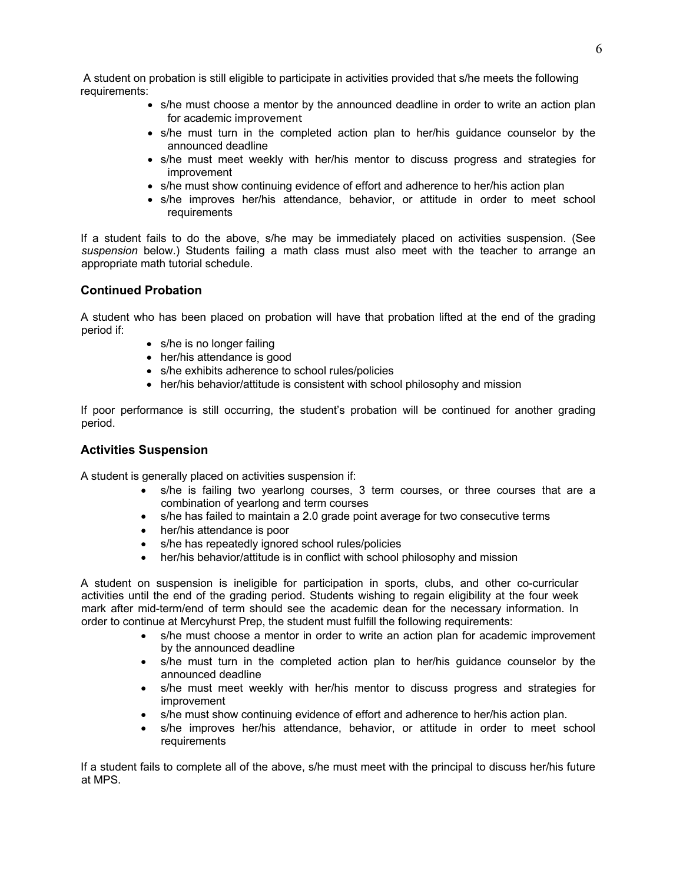A student on probation is still eligible to participate in activities provided that s/he meets the following requirements:

- s/he must choose a mentor by the announced deadline in order to write an action plan for academic improvement
- s/he must turn in the completed action plan to her/his guidance counselor by the announced deadline
- s/he must meet weekly with her/his mentor to discuss progress and strategies for improvement
- s/he must show continuing evidence of effort and adherence to her/his action plan
- s/he improves her/his attendance, behavior, or attitude in order to meet school requirements

If a student fails to do the above, s/he may be immediately placed on activities suspension. (See *suspension* below.) Students failing a math class must also meet with the teacher to arrange an appropriate math tutorial schedule.

### Continued Probation

A student who has been placed on probation will have that probation lifted at the end of the grading period if:

- s/he is no longer failing
- her/his attendance is good
- s/he exhibits adherence to school rules/policies
- her/his behavior/attitude is consistent with school philosophy and mission

If poor performance is still occurring, the student's probation will be continued for another grading period.

### Activities Suspension

A student is generally placed on activities suspension if:

- s/he is failing two yearlong courses, 3 term courses, or three courses that are a combination of yearlong and term courses
- s/he has failed to maintain a 2.0 grade point average for two consecutive terms
- her/his attendance is poor
- s/he has repeatedly ignored school rules/policies
- her/his behavior/attitude is in conflict with school philosophy and mission

A student on suspension is ineligible for participation in sports, clubs, and other co-curricular activities until the end of the grading period. Students wishing to regain eligibility at the four week mark after mid-term/end of term should see the academic dean for the necessary information. In order to continue at Mercyhurst Prep, the student must fulfill the following requirements:

- s/he must choose a mentor in order to write an action plan for academic improvement by the announced deadline
- s/he must turn in the completed action plan to her/his guidance counselor by the announced deadline
- s/he must meet weekly with her/his mentor to discuss progress and strategies for improvement
- s/he must show continuing evidence of effort and adherence to her/his action plan.
- s/he improves her/his attendance, behavior, or attitude in order to meet school requirements

If a student fails to complete all of the above, s/he must meet with the principal to discuss her/his future at MPS.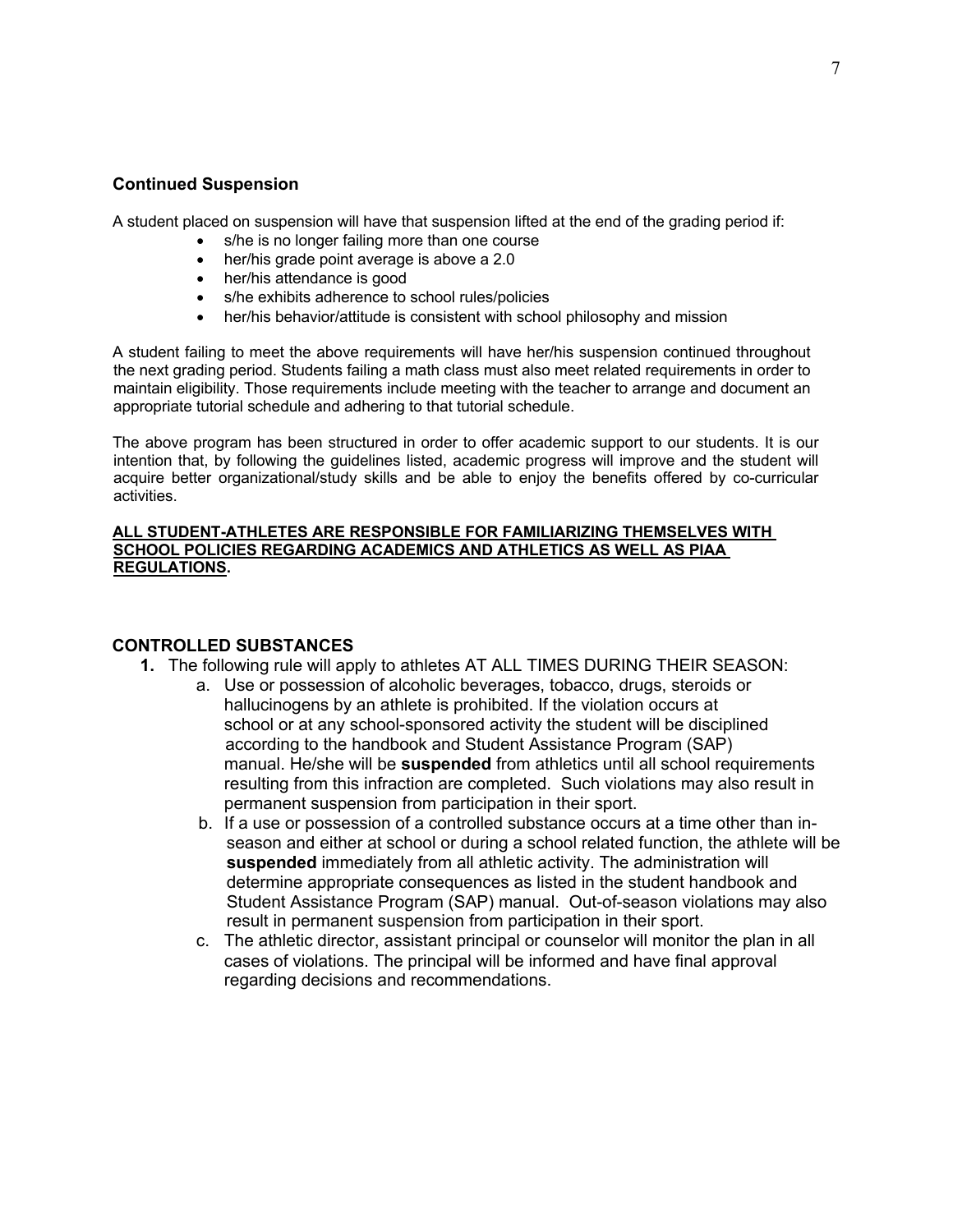### Continued Suspension

A student placed on suspension will have that suspension lifted at the end of the grading period if:

- s/he is no longer failing more than one course
- her/his grade point average is above a 2.0
- her/his attendance is good
- s/he exhibits adherence to school rules/policies
- her/his behavior/attitude is consistent with school philosophy and mission

A student failing to meet the above requirements will have her/his suspension continued throughout the next grading period. Students failing a math class must also meet related requirements in order to maintain eligibility. Those requirements include meeting with the teacher to arrange and document an appropriate tutorial schedule and adhering to that tutorial schedule.

The above program has been structured in order to offer academic support to our students. It is our intention that, by following the guidelines listed, academic progress will improve and the student will acquire better organizational/study skills and be able to enjoy the benefits offered by co-curricular activities.

<u>**ALL STUDENT-ATHLETES ARE RESPONSIBLE FOR FAMILIARIZING THEMSELVES WITH SCHOOL POLICIES REGARDING ACADEMICS AND ATHLETICS AS WELL AS PIAA REGULATIONS.**</u>

### CONTROLLED SUBSTANCES

1. The following rule will apply to athletes AT ALL TIMES DURING THEIR SEASON:
   a. Use or possession of alcoholic beverages, tobacco, drugs, steroids or hallucinogens by an athlete is prohibited. If the violation occurs at school or at any school-sponsored activity the student will be disciplined according to the handbook and Student Assistance Program (SAP) manual. He/she will be **suspended** from athletics until all school requirements resulting from this infraction are completed. Such violations may also result in permanent suspension from participation in their sport.
   b. If a use or possession of a controlled substance occurs at a time other than in-season and either at school or during a school related function, the athlete will be **suspended** immediately from all athletic activity. The administration will determine appropriate consequences as listed in the student handbook and Student Assistance Program (SAP) manual. Out-of-season violations may also result in permanent suspension from participation in their sport.
   c. The athletic director, assistant principal or counselor will monitor the plan in all cases of violations. The principal will be informed and have final approval regarding decisions and recommendations.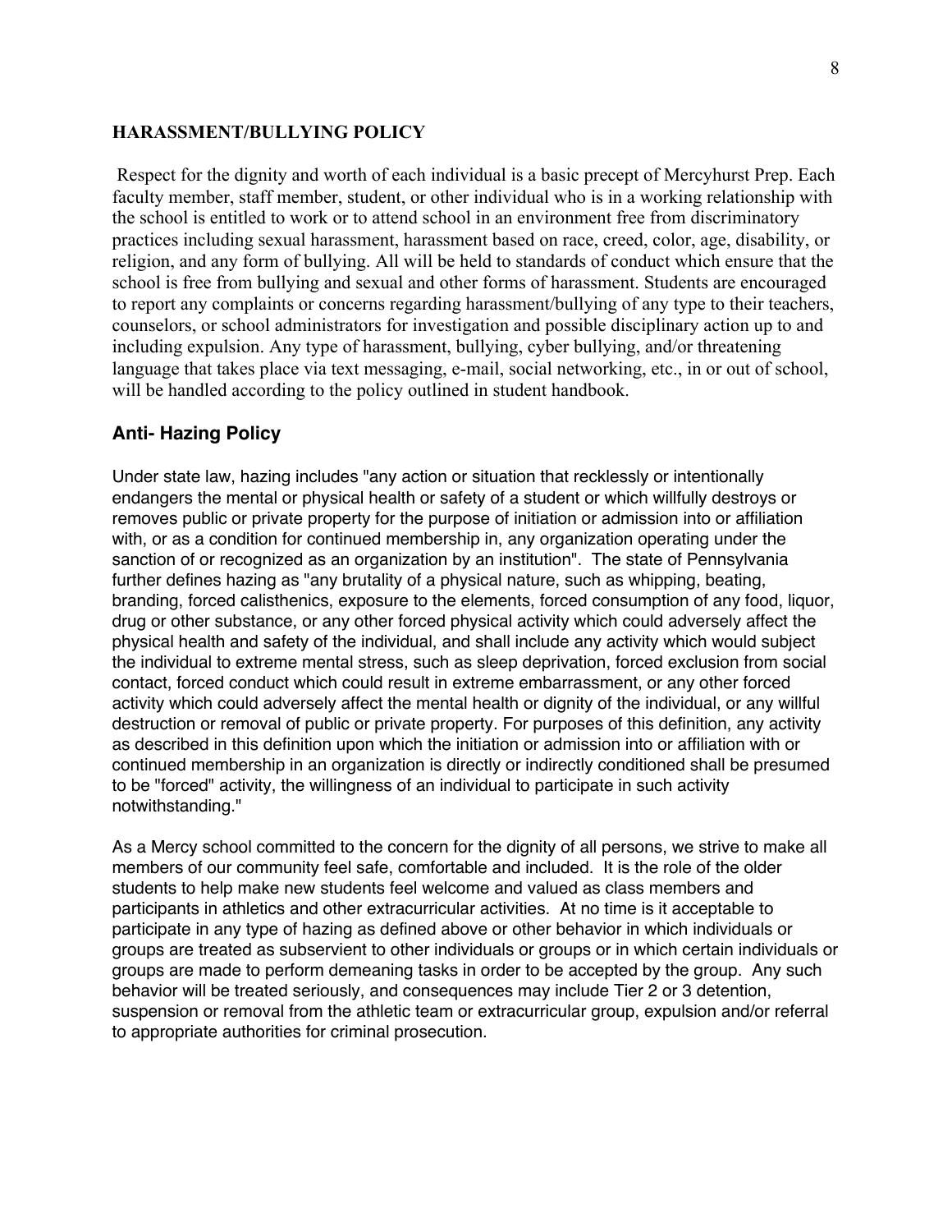## HARASSMENT/BULLYING POLICY

Respect for the dignity and worth of each individual is a basic precept of Mercyhurst Prep. Each faculty member, staff member, student, or other individual who is in a working relationship with the school is entitled to work or to attend school in an environment free from discriminatory practices including sexual harassment, harassment based on race, creed, color, age, disability, or religion, and any form of bullying. All will be held to standards of conduct which ensure that the school is free from bullying and sexual and other forms of harassment. Students are encouraged to report any complaints or concerns regarding harassment/bullying of any type to their teachers, counselors, or school administrators for investigation and possible disciplinary action up to and including expulsion. Any type of harassment, bullying, cyber bullying, and/or threatening language that takes place via text messaging, e-mail, social networking, etc., in or out of school, will be handled according to the policy outlined in student handbook.

## Anti- Hazing Policy

Under state law, hazing includes "any action or situation that recklessly or intentionally endangers the mental or physical health or safety of a student or which willfully destroys or removes public or private property for the purpose of initiation or admission into or affiliation with, or as a condition for continued membership in, any organization operating under the sanction of or recognized as an organization by an institution". The state of Pennsylvania further defines hazing as "any brutality of a physical nature, such as whipping, beating, branding, forced calisthenics, exposure to the elements, forced consumption of any food, liquor, drug or other substance, or any other forced physical activity which could adversely affect the physical health and safety of the individual, and shall include any activity which would subject the individual to extreme mental stress, such as sleep deprivation, forced exclusion from social contact, forced conduct which could result in extreme embarrassment, or any other forced activity which could adversely affect the mental health or dignity of the individual, or any willful destruction or removal of public or private property. For purposes of this definition, any activity as described in this definition upon which the initiation or admission into or affiliation with or continued membership in an organization is directly or indirectly conditioned shall be presumed to be "forced" activity, the willingness of an individual to participate in such activity notwithstanding."

As a Mercy school committed to the concern for the dignity of all persons, we strive to make all members of our community feel safe, comfortable and included. It is the role of the older students to help make new students feel welcome and valued as class members and participants in athletics and other extracurricular activities. At no time is it acceptable to participate in any type of hazing as defined above or other behavior in which individuals or groups are treated as subservient to other individuals or groups or in which certain individuals or groups are made to perform demeaning tasks in order to be accepted by the group. Any such behavior will be treated seriously, and consequences may include Tier 2 or 3 detention, suspension or removal from the athletic team or extracurricular group, expulsion and/or referral to appropriate authorities for criminal prosecution.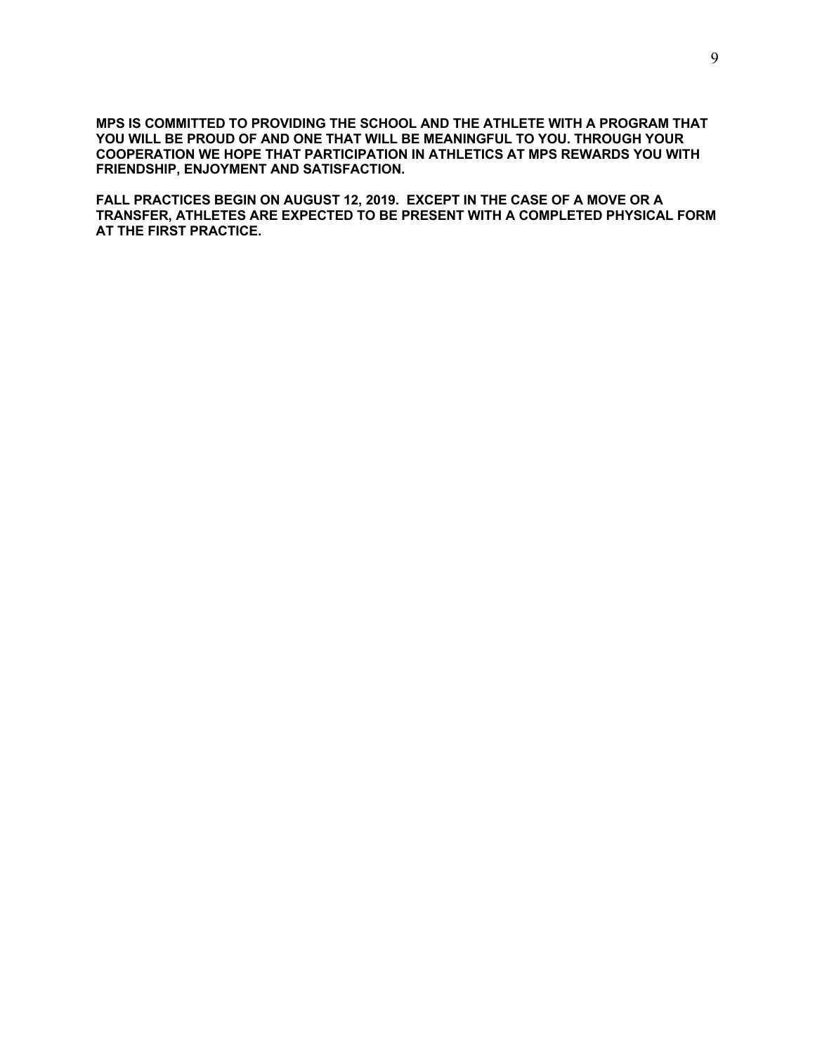**MPS IS COMMITTED TO PROVIDING THE SCHOOL AND THE ATHLETE WITH A PROGRAM THAT YOU WILL BE PROUD OF AND ONE THAT WILL BE MEANINGFUL TO YOU. THROUGH YOUR COOPERATION WE HOPE THAT PARTICIPATION IN ATHLETICS AT MPS REWARDS YOU WITH FRIENDSHIP, ENJOYMENT AND SATISFACTION.**

**FALL PRACTICES BEGIN ON AUGUST 12, 2019. EXCEPT IN THE CASE OF A MOVE OR A TRANSFER, ATHLETES ARE EXPECTED TO BE PRESENT WITH A COMPLETED PHYSICAL FORM AT THE FIRST PRACTICE.**